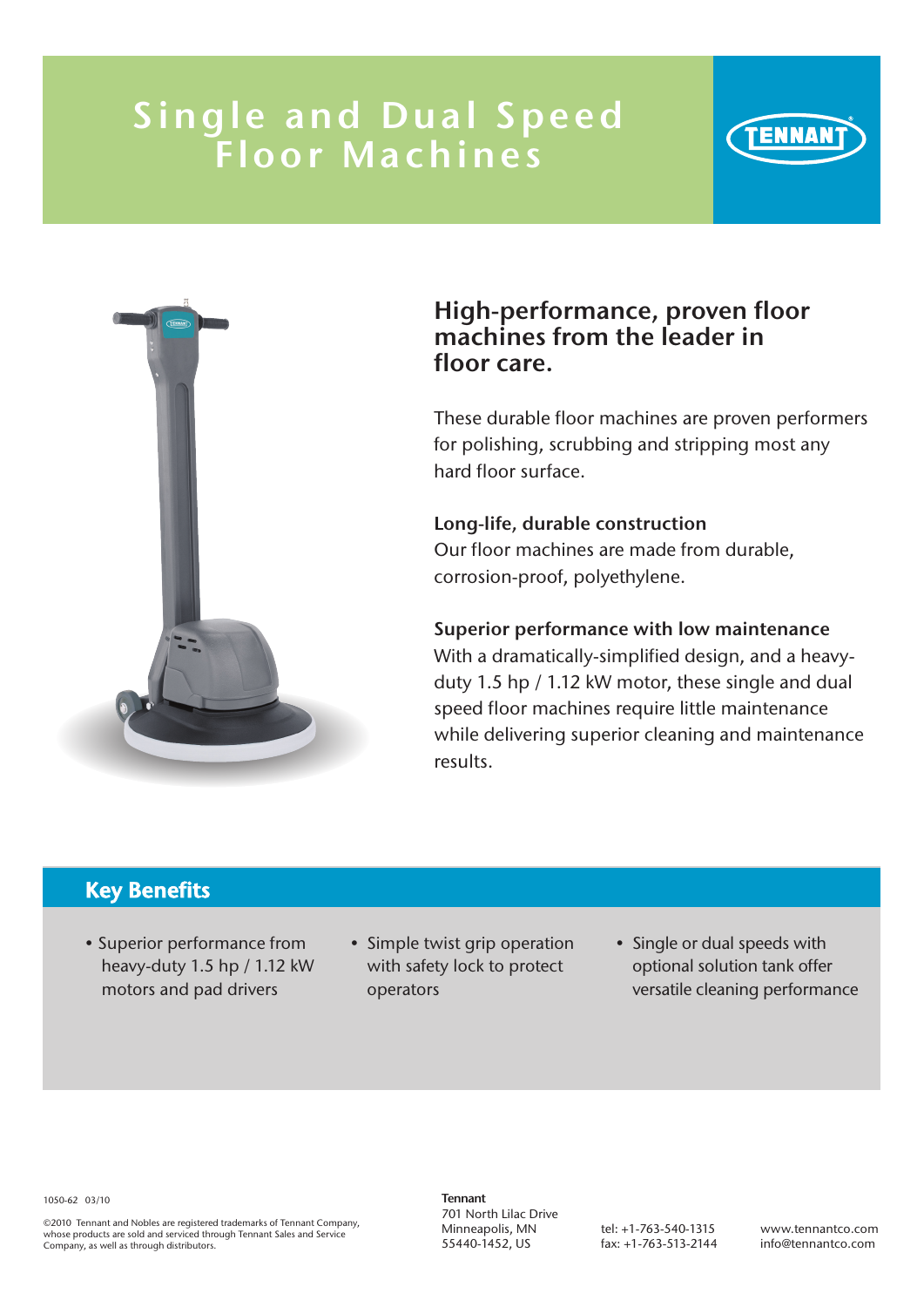# Single and Dual Speed Floor Machines

TENNANT

## High-performance, proven floor machines from the leader in floor care.

These durable floor machines are proven performers for polishing, scrubbing and stripping most any hard floor surface.

**Long-life, durable construction**
Our floor machines are made from durable, corrosion-proof, polyethylene.

**Superior performance with low maintenance**
With a dramatically-simplified design, and a heavy-duty 1.5 hp / 1.12 kW motor, these single and dual speed floor machines require little maintenance while delivering superior cleaning and maintenance results.

## Key Benefits

- Superior performance from heavy-duty 1.5 hp / 1.12 kW motors and pad drivers
- Simple twist grip operation with safety lock to protect operators
- Single or dual speeds with optional solution tank offer versatile cleaning performance

1050-62 03/10

©2010 Tennant and Nobles are registered trademarks of Tennant Company, whose products are sold and serviced through Tennant Sales and Service Company, as well as through distributors.

**Tennant**
701 North Lilac Drive
Minneapolis, MN
55440-1452, US

tel: +1-763-540-1315
fax: +1-763-513-2144

www.tennantco.com
info@tennantco.com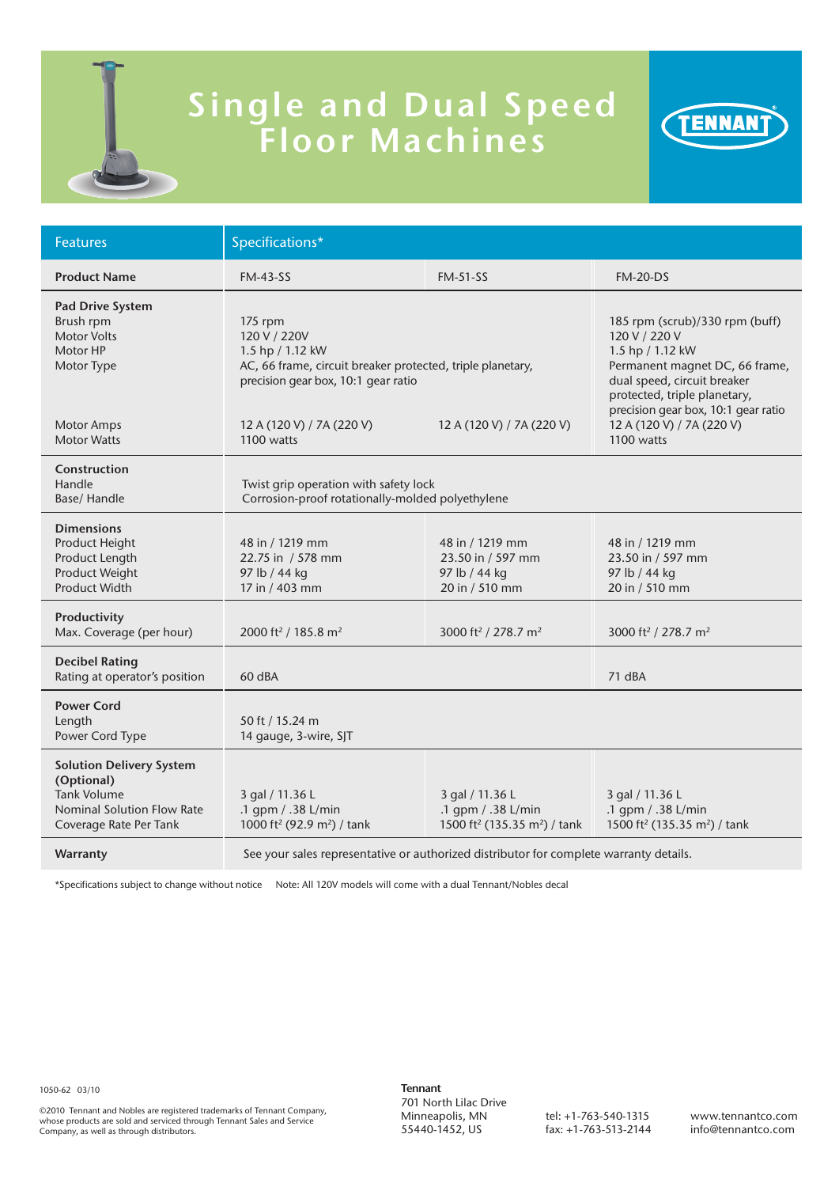# Single and Dual Speed Floor Machines

TENNANT

| Features | Specifications* | | |
|---|---|---|---|
| **Product Name** | FM-43-SS | FM-51-SS | FM-20-DS |
| **Pad Drive System**<br>Brush rpm<br>Motor Volts<br>Motor HP<br>Motor Type | 175 rpm<br>120 V / 220V<br>1.5 hp / 1.12 kW<br>AC, 66 frame, circuit breaker protected, triple planetary, precision gear box, 10:1 gear ratio | | 185 rpm (scrub)/330 rpm (buff)<br>120 V / 220 V<br>1.5 hp / 1.12 kW<br>Permanent magnet DC, 66 frame, dual speed, circuit breaker protected, triple planetary, precision gear box, 10:1 gear ratio |
| Motor Amps<br>Motor Watts | 12 A (120 V) / 7A (220 V)<br>1100 watts | 12 A (120 V) / 7A (220 V) | 12 A (120 V) / 7A (220 V)<br>1100 watts |
| **Construction**<br>Handle<br>Base/ Handle | Twist grip operation with safety lock<br>Corrosion-proof rotationally-molded polyethylene | | |
| **Dimensions**<br>Product Height<br>Product Length<br>Product Weight<br>Product Width | 48 in / 1219 mm<br>22.75 in / 578 mm<br>97 lb / 44 kg<br>17 in / 403 mm | 48 in / 1219 mm<br>23.50 in / 597 mm<br>97 lb / 44 kg<br>20 in / 510 mm | 48 in / 1219 mm<br>23.50 in / 597 mm<br>97 lb / 44 kg<br>20 in / 510 mm |
| **Productivity**<br>Max. Coverage (per hour) | 2000 ft² / 185.8 m² | 3000 ft² / 278.7 m² | 3000 ft² / 278.7 m² |
| **Decibel Rating**<br>Rating at operator's position | 60 dBA | | 71 dBA |
| **Power Cord**<br>Length<br>Power Cord Type | 50 ft / 15.24 m<br>14 gauge, 3-wire, SJT | | |
| **Solution Delivery System (Optional)**<br>Tank Volume<br>Nominal Solution Flow Rate<br>Coverage Rate Per Tank | 3 gal / 11.36 L<br>.1 gpm / .38 L/min<br>1000 ft² (92.9 m²) / tank | 3 gal / 11.36 L<br>.1 gpm / .38 L/min<br>1500 ft² (135.35 m²) / tank | 3 gal / 11.36 L<br>.1 gpm / .38 L/min<br>1500 ft² (135.35 m²) / tank |
| **Warranty** | See your sales representative or authorized distributor for complete warranty details. | | |

*Specifications subject to change without notice    Note: All 120V models will come with a dual Tennant/Nobles decal

1050-62 03/10

©2010 Tennant and Nobles are registered trademarks of Tennant Company, whose products are sold and serviced through Tennant Sales and Service Company, as well as through distributors.

**Tennant**
701 North Lilac Drive
Minneapolis, MN
55440-1452, US

tel: +1-763-540-1315
fax: +1-763-513-2144

www.tennantco.com
info@tennantco.com